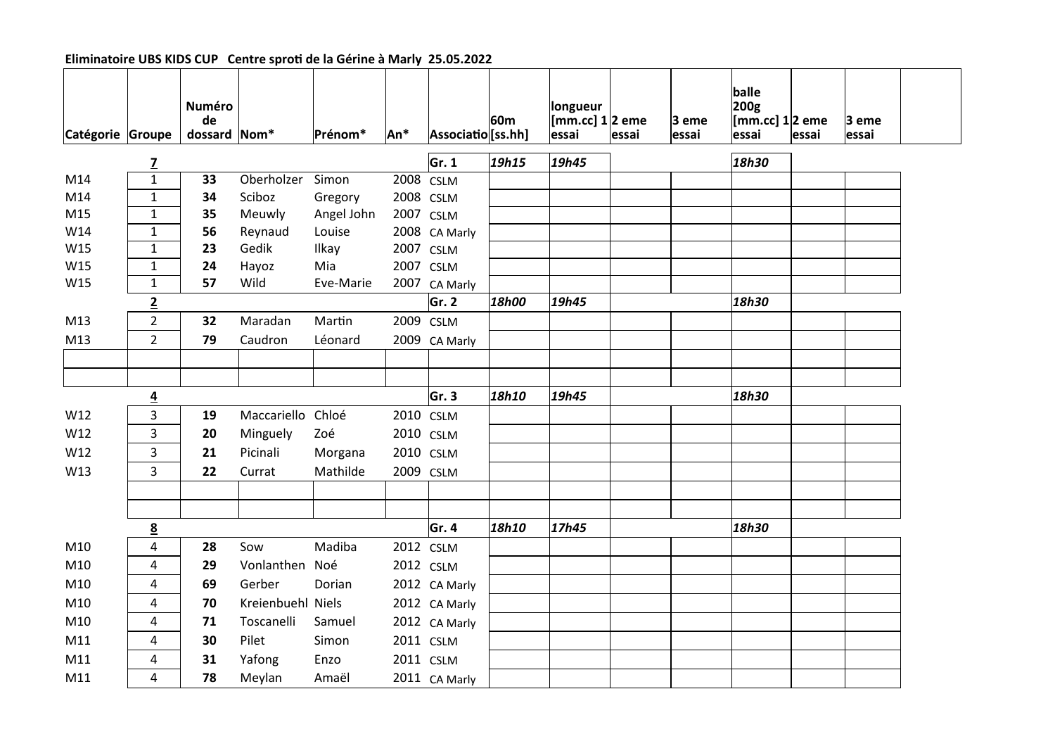**Eliminatoire UBS KIDS CUP Centre sproti de la Gérine à Marly 25.05.2022**

| Catégorie | Groupe | Numéro de dossard | Nom* | Prénom* | An* | Associatio | 60m [ss.hh] | longueur [mm.cc] 1 essai | 2 eme essai | 3 eme essai | balle 200g [mm.cc] 1 essai | 2 eme essai | 3 eme essai | |
|---|---|---|---|---|---|---|---|---|---|---|---|---|---|---|
| | **7** | | | | | **Gr. 1** | ***19h15*** | ***19h45*** | | | ***18h30*** | | | |
| M14 | 1 | **33** | Oberholzer | Simon | 2008 | CSLM | | | | | | | | |
| M14 | 1 | **34** | Sciboz | Gregory | 2008 | CSLM | | | | | | | | |
| M15 | 1 | **35** | Meuwly | Angel John | 2007 | CSLM | | | | | | | | |
| W14 | 1 | **56** | Reynaud | Louise | 2008 | CA Marly | | | | | | | | |
| W15 | 1 | **23** | Gedik | Ilkay | 2007 | CSLM | | | | | | | | |
| W15 | 1 | **24** | Hayoz | Mia | 2007 | CSLM | | | | | | | | |
| W15 | 1 | **57** | Wild | Eve-Marie | 2007 | CA Marly | | | | | | | | |
| | **2** | | | | | **Gr. 2** | ***18h00*** | ***19h45*** | | | ***18h30*** | | | |
| M13 | 2 | **32** | Maradan | Martin | 2009 | CSLM | | | | | | | | |
| M13 | 2 | **79** | Caudron | Léonard | 2009 | CA Marly | | | | | | | | |
| | | | | | | | | | | | | | | |
| | | | | | | | | | | | | | | |
| | **4** | | | | | **Gr. 3** | ***18h10*** | ***19h45*** | | | ***18h30*** | | | |
| W12 | 3 | **19** | Maccariello | Chloé | 2010 | CSLM | | | | | | | | |
| W12 | 3 | **20** | Minguely | Zoé | 2010 | CSLM | | | | | | | | |
| W12 | 3 | **21** | Picinali | Morgana | 2010 | CSLM | | | | | | | | |
| W13 | 3 | **22** | Currat | Mathilde | 2009 | CSLM | | | | | | | | |
| | | | | | | | | | | | | | | |
| | | | | | | | | | | | | | | |
| | **8** | | | | | **Gr. 4** | ***18h10*** | ***17h45*** | | | ***18h30*** | | | |
| M10 | 4 | **28** | Sow | Madiba | 2012 | CSLM | | | | | | | | |
| M10 | 4 | **29** | Vonlanthen | Noé | 2012 | CSLM | | | | | | | | |
| M10 | 4 | **69** | Gerber | Dorian | 2012 | CA Marly | | | | | | | | |
| M10 | 4 | **70** | Kreienbuehl | Niels | 2012 | CA Marly | | | | | | | | |
| M10 | 4 | **71** | Toscanelli | Samuel | 2012 | CA Marly | | | | | | | | |
| M11 | 4 | **30** | Pilet | Simon | 2011 | CSLM | | | | | | | | |
| M11 | 4 | **31** | Yafong | Enzo | 2011 | CSLM | | | | | | | | |
| M11 | 4 | **78** | Meylan | Amaël | 2011 | CA Marly | | | | | | | | |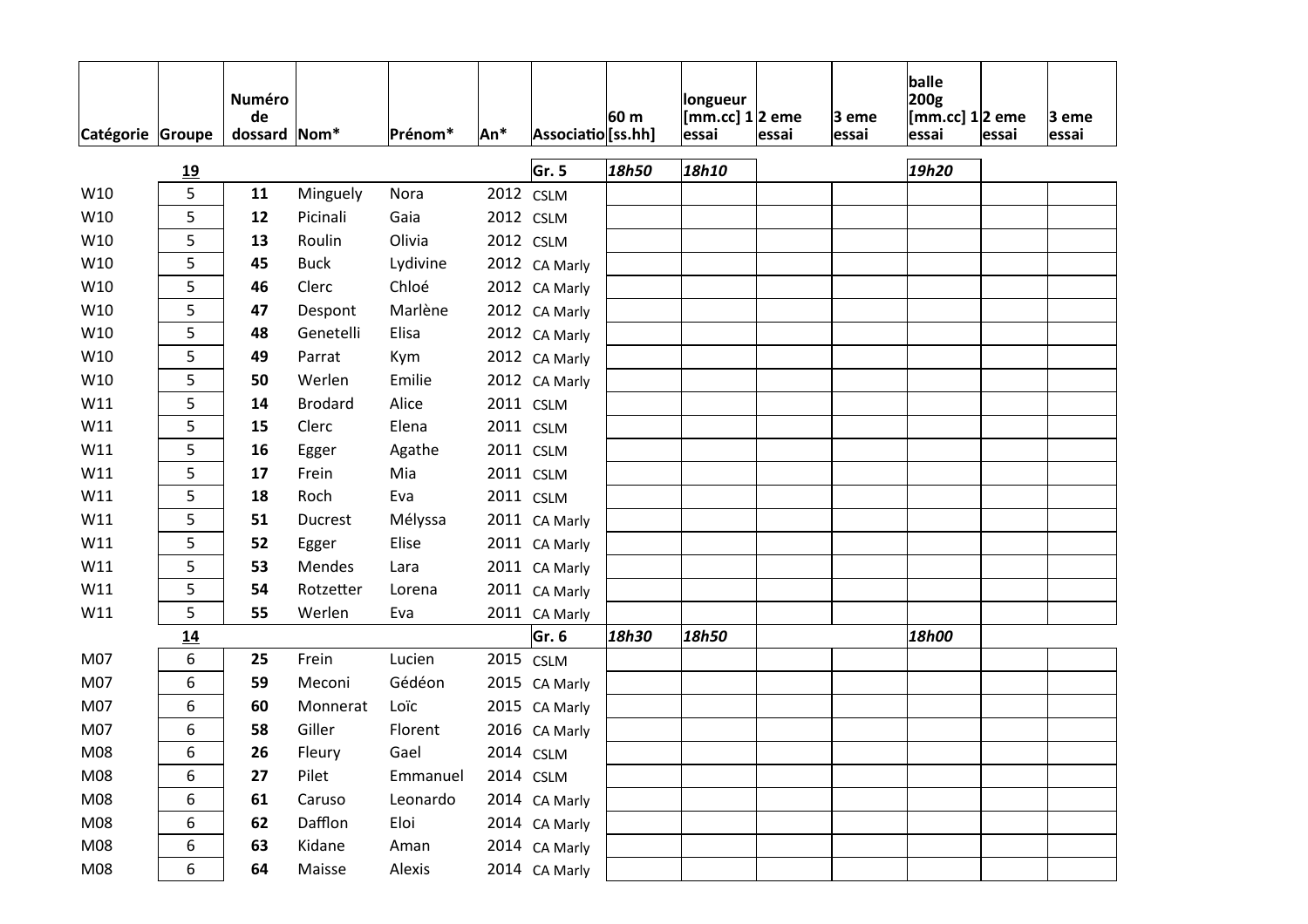| Catégorie | Groupe | Numéro de dossard | Nom* | Prénom* | An* | Associatio | 60 m [ss.hh] | longueur [mm.cc] 1 essai | 2 eme essai | 3 eme essai | balle 200g [mm.cc] 1 essai | 2 eme essai | 3 eme essai |
|---|---|---|---|---|---|---|---|---|---|---|---|---|---|
| | **19** | | | | | **Gr. 5** | ***18h50*** | ***18h10*** | | | ***19h20*** | | |
| W10 | 5 | **11** | Minguely | Nora | 2012 | CSLM | | | | | | | |
| W10 | 5 | **12** | Picinali | Gaia | 2012 | CSLM | | | | | | | |
| W10 | 5 | **13** | Roulin | Olivia | 2012 | CSLM | | | | | | | |
| W10 | 5 | **45** | Buck | Lydivine | 2012 | CA Marly | | | | | | | |
| W10 | 5 | **46** | Clerc | Chloé | 2012 | CA Marly | | | | | | | |
| W10 | 5 | **47** | Despont | Marlène | 2012 | CA Marly | | | | | | | |
| W10 | 5 | **48** | Genetelli | Elisa | 2012 | CA Marly | | | | | | | |
| W10 | 5 | **49** | Parrat | Kym | 2012 | CA Marly | | | | | | | |
| W10 | 5 | **50** | Werlen | Emilie | 2012 | CA Marly | | | | | | | |
| W11 | 5 | **14** | Brodard | Alice | 2011 | CSLM | | | | | | | |
| W11 | 5 | **15** | Clerc | Elena | 2011 | CSLM | | | | | | | |
| W11 | 5 | **16** | Egger | Agathe | 2011 | CSLM | | | | | | | |
| W11 | 5 | **17** | Frein | Mia | 2011 | CSLM | | | | | | | |
| W11 | 5 | **18** | Roch | Eva | 2011 | CSLM | | | | | | | |
| W11 | 5 | **51** | Ducrest | Mélyssa | 2011 | CA Marly | | | | | | | |
| W11 | 5 | **52** | Egger | Elise | 2011 | CA Marly | | | | | | | |
| W11 | 5 | **53** | Mendes | Lara | 2011 | CA Marly | | | | | | | |
| W11 | 5 | **54** | Rotzetter | Lorena | 2011 | CA Marly | | | | | | | |
| W11 | 5 | **55** | Werlen | Eva | 2011 | CA Marly | | | | | | | |
| | **14** | | | | | **Gr. 6** | ***18h30*** | ***18h50*** | | | ***18h00*** | | |
| M07 | 6 | **25** | Frein | Lucien | 2015 | CSLM | | | | | | | |
| M07 | 6 | **59** | Meconi | Gédéon | 2015 | CA Marly | | | | | | | |
| M07 | 6 | **60** | Monnerat | Loïc | 2015 | CA Marly | | | | | | | |
| M07 | 6 | **58** | Giller | Florent | 2016 | CA Marly | | | | | | | |
| M08 | 6 | **26** | Fleury | Gael | 2014 | CSLM | | | | | | | |
| M08 | 6 | **27** | Pilet | Emmanuel | 2014 | CSLM | | | | | | | |
| M08 | 6 | **61** | Caruso | Leonardo | 2014 | CA Marly | | | | | | | |
| M08 | 6 | **62** | Dafflon | Eloi | 2014 | CA Marly | | | | | | | |
| M08 | 6 | **63** | Kidane | Aman | 2014 | CA Marly | | | | | | | |
| M08 | 6 | **64** | Maisse | Alexis | 2014 | CA Marly | | | | | | | |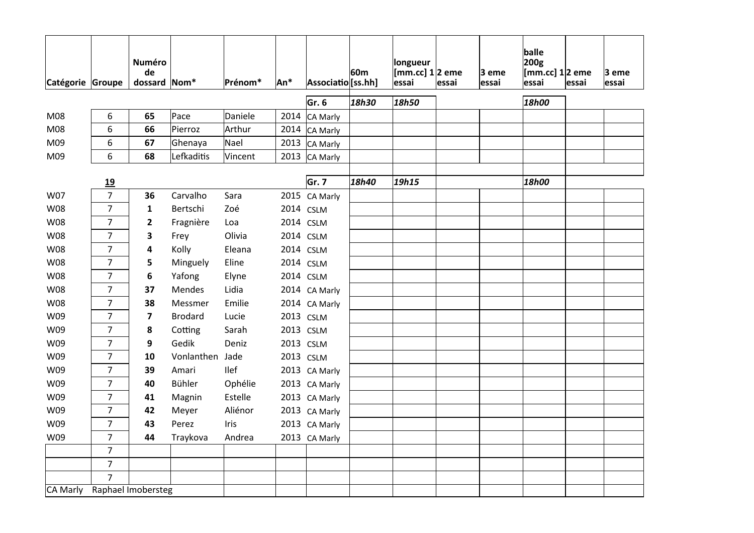| Catégorie | Groupe | Numéro de dossard | Nom* | Prénom* | An* | Associatio | 60m [ss.hh] | longueur [mm.cc] 1 essai | 2 eme essai | 3 eme essai | balle 200g [mm.cc] 1 essai | 2 eme essai | 3 eme essai |
|---|---|---|---|---|---|---|---|---|---|---|---|---|---|
| | | | | | | **Gr. 6** | ***18h30*** | ***18h50*** | | | ***18h00*** | | |
| M08 | 6 | **65** | Pace | Daniele | 2014 | CA Marly | | | | | | | |
| M08 | 6 | **66** | Pierroz | Arthur | 2014 | CA Marly | | | | | | | |
| M09 | 6 | **67** | Ghenaya | Nael | 2013 | CA Marly | | | | | | | |
| M09 | 6 | **68** | Lefkaditis | Vincent | 2013 | CA Marly | | | | | | | |
| | **19** | | | | | **Gr. 7** | ***18h40*** | ***19h15*** | | | ***18h00*** | | |
| W07 | 7 | **36** | Carvalho | Sara | 2015 | CA Marly | | | | | | | |
| W08 | 7 | **1** | Bertschi | Zoé | 2014 | CSLM | | | | | | | |
| W08 | 7 | **2** | Fragnière | Loa | 2014 | CSLM | | | | | | | |
| W08 | 7 | **3** | Frey | Olivia | 2014 | CSLM | | | | | | | |
| W08 | 7 | **4** | Kolly | Eleana | 2014 | CSLM | | | | | | | |
| W08 | 7 | **5** | Minguely | Eline | 2014 | CSLM | | | | | | | |
| W08 | 7 | **6** | Yafong | Elyne | 2014 | CSLM | | | | | | | |
| W08 | 7 | **37** | Mendes | Lidia | 2014 | CA Marly | | | | | | | |
| W08 | 7 | **38** | Messmer | Emilie | 2014 | CA Marly | | | | | | | |
| W09 | 7 | **7** | Brodard | Lucie | 2013 | CSLM | | | | | | | |
| W09 | 7 | **8** | Cotting | Sarah | 2013 | CSLM | | | | | | | |
| W09 | 7 | **9** | Gedik | Deniz | 2013 | CSLM | | | | | | | |
| W09 | 7 | **10** | Vonlanthen | Jade | 2013 | CSLM | | | | | | | |
| W09 | 7 | **39** | Amari | Ilef | 2013 | CA Marly | | | | | | | |
| W09 | 7 | **40** | Bühler | Ophélie | 2013 | CA Marly | | | | | | | |
| W09 | 7 | **41** | Magnin | Estelle | 2013 | CA Marly | | | | | | | |
| W09 | 7 | **42** | Meyer | Aliénor | 2013 | CA Marly | | | | | | | |
| W09 | 7 | **43** | Perez | Iris | 2013 | CA Marly | | | | | | | |
| W09 | 7 | **44** | Traykova | Andrea | 2013 | CA Marly | | | | | | | |
| | 7 | | | | | | | | | | | | |
| | 7 | | | | | | | | | | | | |
| | 7 | | | | | | | | | | | | |
| CA Marly | Raphael Imobersteg | | | | | | | | | | | | |